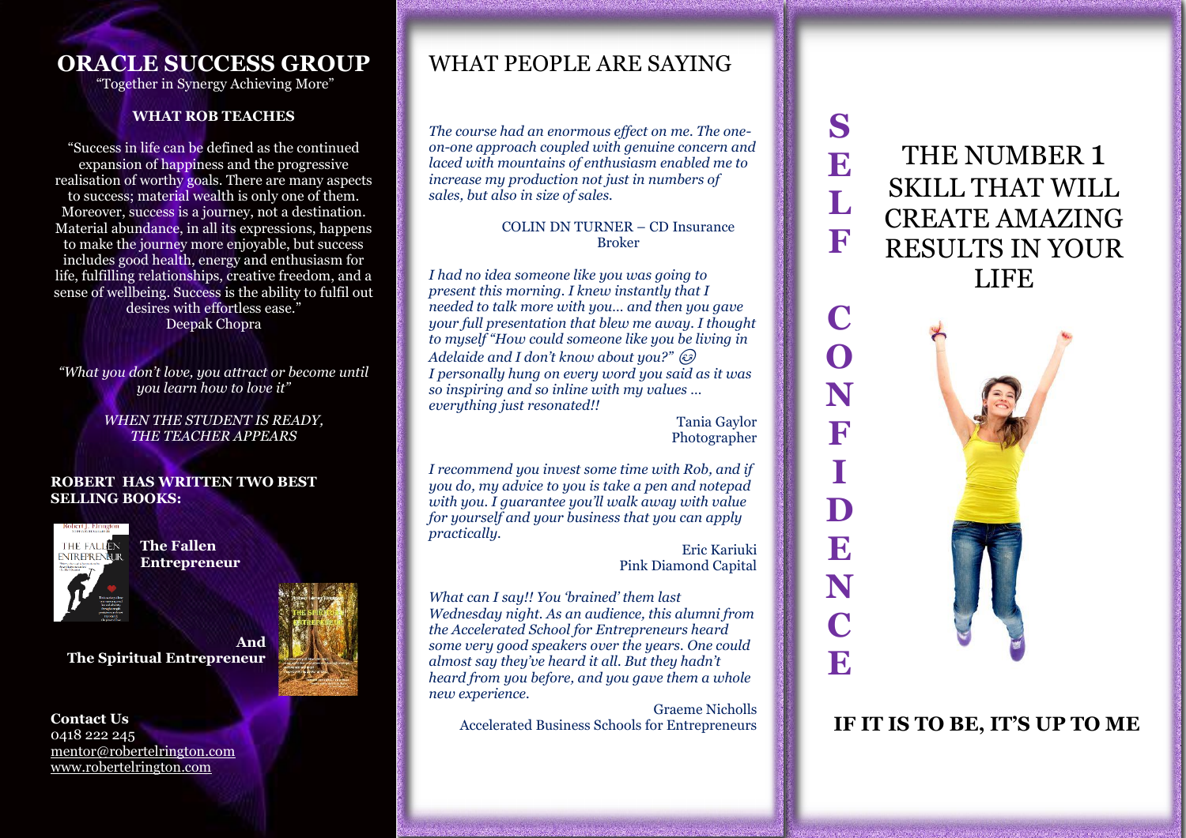# ORACLE SUCCESS GROUP

"Together in Synergy Achieving More"

**WHAT ROB TEACHES**

"Success in life can be defined as the continued expansion of happiness and the progressive realisation of worthy goals. There are many aspects to success; material wealth is only one of them. Moreover, success is a journey, not a destination. Material abundance, in all its expressions, happens to make the journey more enjoyable, but success includes good health, energy and enthusiasm for life, fulfilling relationships, creative freedom, and a sense of wellbeing. Success is the ability to fulfil out desires with effortless ease."
Deepak Chopra

*"What you don't love, you attract or become until you learn how to love it"*

*WHEN THE STUDENT IS READY, THE TEACHER APPEARS*

**ROBERT HAS WRITTEN TWO BEST SELLING BOOKS:**

**The Fallen Entrepreneur**

**And**
**The Spiritual Entrepreneur**

**Contact Us**
0418 222 245
mentor@robertelrington.com
www.robertelrington.com

## WHAT PEOPLE ARE SAYING

*The course had an enormous effect on me. The one-on-one approach coupled with genuine concern and laced with mountains of enthusiasm enabled me to increase my production not just in numbers of sales, but also in size of sales.*

COLIN DN TURNER – CD Insurance Broker

*I had no idea someone like you was going to present this morning. I knew instantly that I needed to talk more with you... and then you gave your full presentation that blew me away. I thought to myself "How could someone like you be living in Adelaide and I don't know about you?" 😉*
*I personally hung on every word you said as it was so inspiring and so inline with my values … everything just resonated!!*

Tania Gaylor
Photographer

*I recommend you invest some time with Rob, and if you do, my advice to you is take a pen and notepad with you. I guarantee you'll walk away with value for yourself and your business that you can apply practically.*

Eric Kariuki
Pink Diamond Capital

*What can I say!! You 'brained' them last Wednesday night. As an audience, this alumni from the Accelerated School for Entrepreneurs heard some very good speakers over the years. One could almost say they've heard it all. But they hadn't heard from you before, and you gave them a whole new experience.*

Graeme Nicholls
Accelerated Business Schools for Entrepreneurs

# SELF CONFIDENCE

## THE NUMBER 1 SKILL THAT WILL CREATE AMAZING RESULTS IN YOUR LIFE

**IF IT IS TO BE, IT'S UP TO ME**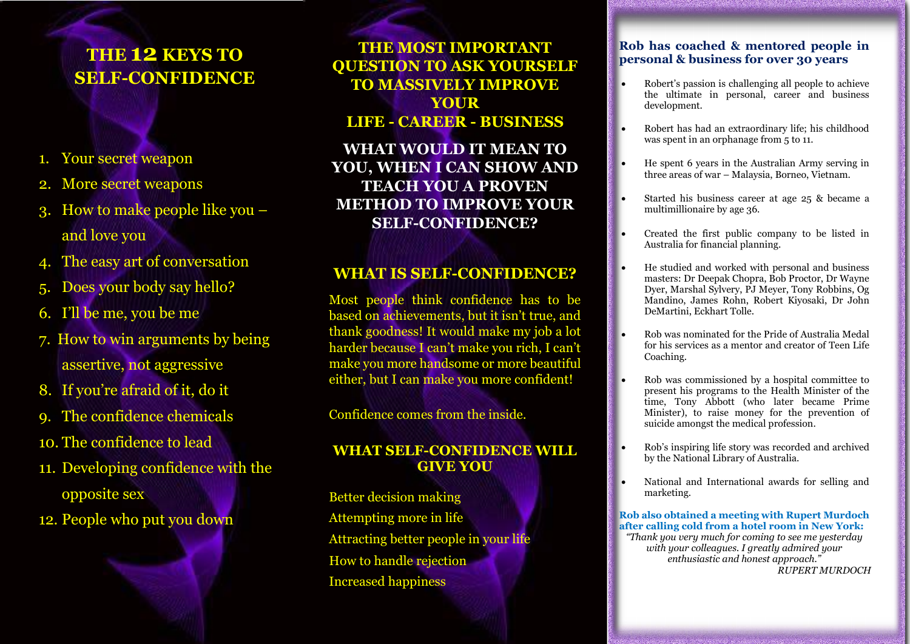# THE 12 KEYS TO SELF-CONFIDENCE

1. Your secret weapon
2. More secret weapons
3. How to make people like you – and love you
4. The easy art of conversation
5. Does your body say hello?
6. I'll be me, you be me
7. How to win arguments by being assertive, not aggressive
8. If you're afraid of it, do it
9. The confidence chemicals
10. The confidence to lead
11. Developing confidence with the opposite sex
12. People who put you down

## THE MOST IMPORTANT QUESTION TO ASK YOURSELF TO MASSIVELY IMPROVE YOUR LIFE - CAREER - BUSINESS

**WHAT WOULD IT MEAN TO YOU, WHEN I CAN SHOW AND TEACH YOU A PROVEN METHOD TO IMPROVE YOUR SELF-CONFIDENCE?**

## WHAT IS SELF-CONFIDENCE?

Most people think confidence has to be based on achievements, but it isn't true, and thank goodness! It would make my job a lot harder because I can't make you rich, I can't make you more handsome or more beautiful either, but I can make you more confident!

Confidence comes from the inside.

## WHAT SELF-CONFIDENCE WILL GIVE YOU

Better decision making
Attempting more in life
Attracting better people in your life
How to handle rejection
Increased happiness

## Rob has coached & mentored people in personal & business for over 30 years

- Robert's passion is challenging all people to achieve the ultimate in personal, career and business development.
- Robert has had an extraordinary life; his childhood was spent in an orphanage from 5 to 11.
- He spent 6 years in the Australian Army serving in three areas of war – Malaysia, Borneo, Vietnam.
- Started his business career at age 25 & became a multimillionaire by age 36.
- Created the first public company to be listed in Australia for financial planning.
- He studied and worked with personal and business masters: Dr Deepak Chopra, Bob Proctor, Dr Wayne Dyer, Marshal Sylvery, PJ Meyer, Tony Robbins, Og Mandino, James Rohn, Robert Kiyosaki, Dr John DeMartini, Eckhart Tolle.
- Rob was nominated for the Pride of Australia Medal for his services as a mentor and creator of Teen Life Coaching.
- Rob was commissioned by a hospital committee to present his programs to the Health Minister of the time, Tony Abbott (who later became Prime Minister), to raise money for the prevention of suicide amongst the medical profession.
- Rob's inspiring life story was recorded and archived by the National Library of Australia.
- National and International awards for selling and marketing.

**Rob also obtained a meeting with Rupert Murdoch after calling cold from a hotel room in New York:**

*"Thank you very much for coming to see me yesterday with your colleagues. I greatly admired your enthusiastic and honest approach."*

*RUPERT MURDOCH*